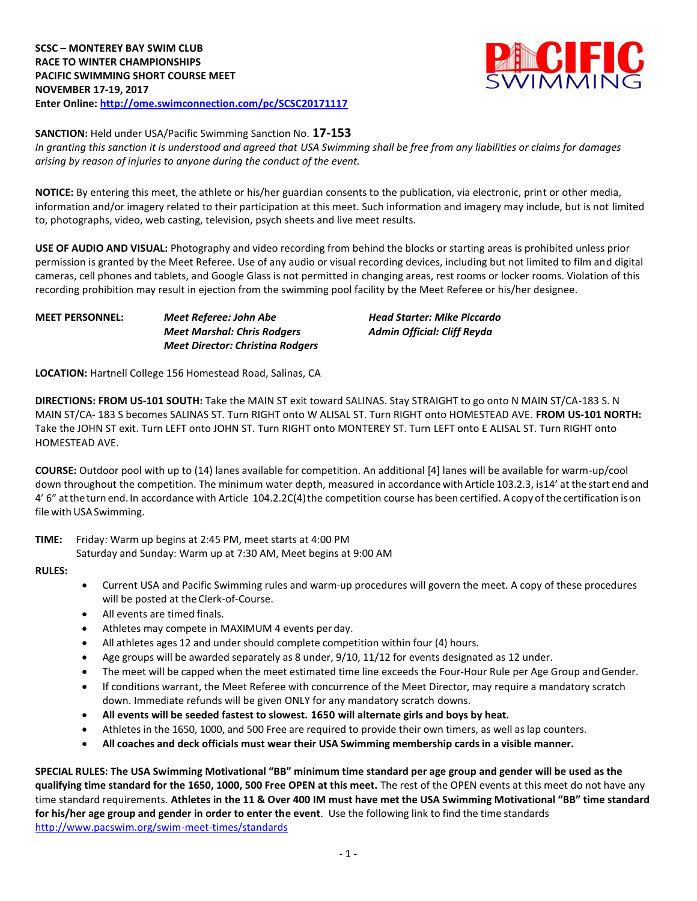**SCSC – MONTEREY BAY SWIM CLUB**
**RACE TO WINTER CHAMPIONSHIPS**
**PACIFIC SWIMMING SHORT COURSE MEET**
**NOVEMBER 17-19, 2017**
**Enter Online:** http://ome.swimconnection.com/pc/SCSC20171117

**SANCTION:** Held under USA/Pacific Swimming Sanction No. **17-153**
*In granting this sanction it is understood and agreed that USA Swimming shall be free from any liabilities or claims for damages arising by reason of injuries to anyone during the conduct of the event.*

**NOTICE:** By entering this meet, the athlete or his/her guardian consents to the publication, via electronic, print or other media, information and/or imagery related to their participation at this meet. Such information and imagery may include, but is not limited to, photographs, video, web casting, television, psych sheets and live meet results.

**USE OF AUDIO AND VISUAL:** Photography and video recording from behind the blocks or starting areas is prohibited unless prior permission is granted by the Meet Referee. Use of any audio or visual recording devices, including but not limited to film and digital cameras, cell phones and tablets, and Google Glass is not permitted in changing areas, rest rooms or locker rooms. Violation of this recording prohibition may result in ejection from the swimming pool facility by the Meet Referee or his/her designee.

**MEET PERSONNEL:**
***Meet Referee: John Abe***
***Meet Marshal: Chris Rodgers***
***Meet Director: Christina Rodgers***
***Head Starter: Mike Piccardo***
***Admin Official: Cliff Reyda***

**LOCATION:** Hartnell College 156 Homestead Road, Salinas, CA

**DIRECTIONS: FROM US-101 SOUTH:** Take the MAIN ST exit toward SALINAS. Stay STRAIGHT to go onto N MAIN ST/CA-183 S. N MAIN ST/CA- 183 S becomes SALINAS ST. Turn RIGHT onto W ALISAL ST. Turn RIGHT onto HOMESTEAD AVE. **FROM US-101 NORTH:** Take the JOHN ST exit. Turn LEFT onto JOHN ST. Turn RIGHT onto MONTEREY ST. Turn LEFT onto E ALISAL ST. Turn RIGHT onto HOMESTEAD AVE.

**COURSE:** Outdoor pool with up to (14) lanes available for competition. An additional [4] lanes will be available for warm-up/cool down throughout the competition. The minimum water depth, measured in accordance with Article 103.2.3, is14' at the start end and 4' 6" at the turn end. In accordance with Article 104.2.2C(4) the competition course has been certified. A copy of the certification is on file with USA Swimming.

**TIME:** Friday: Warm up begins at 2:45 PM, meet starts at 4:00 PM
Saturday and Sunday: Warm up at 7:30 AM, Meet begins at 9:00 AM

**RULES:**

- Current USA and Pacific Swimming rules and warm-up procedures will govern the meet. A copy of these procedures will be posted at the Clerk-of-Course.
- All events are timed finals.
- Athletes may compete in MAXIMUM 4 events per day.
- All athletes ages 12 and under should complete competition within four (4) hours.
- Age groups will be awarded separately as 8 under, 9/10, 11/12 for events designated as 12 under.
- The meet will be capped when the meet estimated time line exceeds the Four-Hour Rule per Age Group and Gender.
- If conditions warrant, the Meet Referee with concurrence of the Meet Director, may require a mandatory scratch down. Immediate refunds will be given ONLY for any mandatory scratch downs.
- **All events will be seeded fastest to slowest. 1650 will alternate girls and boys by heat.**
- Athletes in the 1650, 1000, and 500 Free are required to provide their own timers, as well as lap counters.
- **All coaches and deck officials must wear their USA Swimming membership cards in a visible manner.**

**SPECIAL RULES: The USA Swimming Motivational "BB" minimum time standard per age group and gender will be used as the qualifying time standard for the 1650, 1000, 500 Free OPEN at this meet.** The rest of the OPEN events at this meet do not have any time standard requirements. **Athletes in the 11 & Over 400 IM must have met the USA Swimming Motivational "BB" time standard for his/her age group and gender in order to enter the event**. Use the following link to find the time standards http://www.pacswim.org/swim-meet-times/standards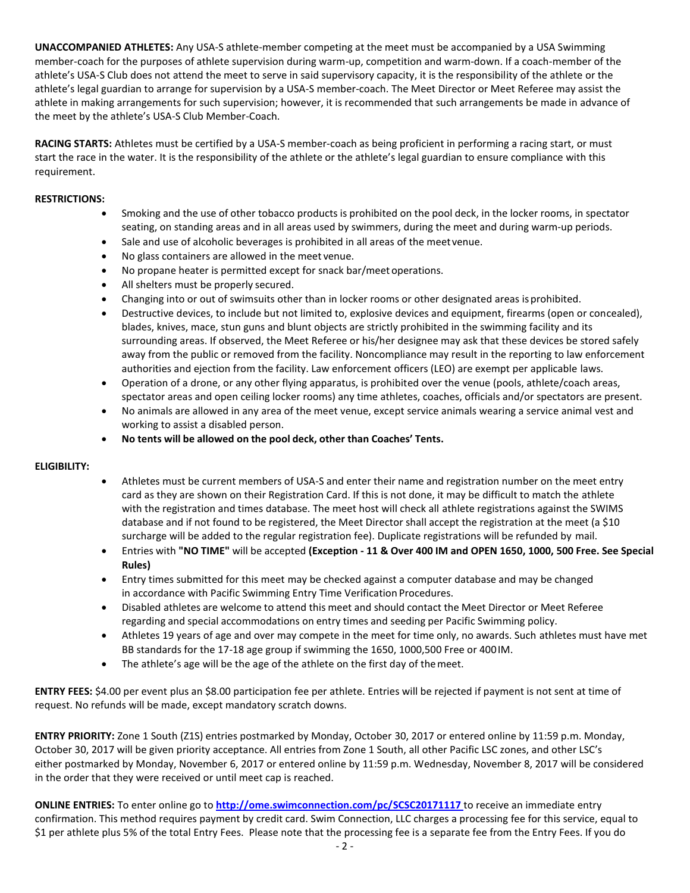**UNACCOMPANIED ATHLETES:** Any USA-S athlete-member competing at the meet must be accompanied by a USA Swimming member-coach for the purposes of athlete supervision during warm-up, competition and warm-down. If a coach-member of the athlete's USA-S Club does not attend the meet to serve in said supervisory capacity, it is the responsibility of the athlete or the athlete's legal guardian to arrange for supervision by a USA-S member-coach. The Meet Director or Meet Referee may assist the athlete in making arrangements for such supervision; however, it is recommended that such arrangements be made in advance of the meet by the athlete's USA-S Club Member-Coach.

**RACING STARTS:** Athletes must be certified by a USA-S member-coach as being proficient in performing a racing start, or must start the race in the water. It is the responsibility of the athlete or the athlete's legal guardian to ensure compliance with this requirement.

**RESTRICTIONS:**

- Smoking and the use of other tobacco products is prohibited on the pool deck, in the locker rooms, in spectator seating, on standing areas and in all areas used by swimmers, during the meet and during warm-up periods.
- Sale and use of alcoholic beverages is prohibited in all areas of the meet venue.
- No glass containers are allowed in the meet venue.
- No propane heater is permitted except for snack bar/meet operations.
- All shelters must be properly secured.
- Changing into or out of swimsuits other than in locker rooms or other designated areas is prohibited.
- Destructive devices, to include but not limited to, explosive devices and equipment, firearms (open or concealed), blades, knives, mace, stun guns and blunt objects are strictly prohibited in the swimming facility and its surrounding areas. If observed, the Meet Referee or his/her designee may ask that these devices be stored safely away from the public or removed from the facility. Noncompliance may result in the reporting to law enforcement authorities and ejection from the facility. Law enforcement officers (LEO) are exempt per applicable laws.
- Operation of a drone, or any other flying apparatus, is prohibited over the venue (pools, athlete/coach areas, spectator areas and open ceiling locker rooms) any time athletes, coaches, officials and/or spectators are present.
- No animals are allowed in any area of the meet venue, except service animals wearing a service animal vest and working to assist a disabled person.
- **No tents will be allowed on the pool deck, other than Coaches' Tents.**

**ELIGIBILITY:**

- Athletes must be current members of USA-S and enter their name and registration number on the meet entry card as they are shown on their Registration Card. If this is not done, it may be difficult to match the athlete with the registration and times database. The meet host will check all athlete registrations against the SWIMS database and if not found to be registered, the Meet Director shall accept the registration at the meet (a $10 surcharge will be added to the regular registration fee). Duplicate registrations will be refunded by mail.
- Entries with **"NO TIME"** will be accepted **(Exception - 11 & Over 400 IM and OPEN 1650, 1000, 500 Free. See Special Rules)**
- Entry times submitted for this meet may be checked against a computer database and may be changed in accordance with Pacific Swimming Entry Time Verification Procedures.
- Disabled athletes are welcome to attend this meet and should contact the Meet Director or Meet Referee regarding and special accommodations on entry times and seeding per Pacific Swimming policy.
- Athletes 19 years of age and over may compete in the meet for time only, no awards. Such athletes must have met BB standards for the 17-18 age group if swimming the 1650, 1000,500 Free or 400 IM.
- The athlete's age will be the age of the athlete on the first day of the meet.

**ENTRY FEES:** $4.00 per event plus an $8.00 participation fee per athlete. Entries will be rejected if payment is not sent at time of request. No refunds will be made, except mandatory scratch downs.

**ENTRY PRIORITY:** Zone 1 South (Z1S) entries postmarked by Monday, October 30, 2017 or entered online by 11:59 p.m. Monday, October 30, 2017 will be given priority acceptance. All entries from Zone 1 South, all other Pacific LSC zones, and other LSC's either postmarked by Monday, November 6, 2017 or entered online by 11:59 p.m. Wednesday, November 8, 2017 will be considered in the order that they were received or until meet cap is reached.

**ONLINE ENTRIES:** To enter online go to **http://ome.swimconnection.com/pc/SCSC20171117** to receive an immediate entry confirmation. This method requires payment by credit card. Swim Connection, LLC charges a processing fee for this service, equal to $1 per athlete plus 5% of the total Entry Fees. Please note that the processing fee is a separate fee from the Entry Fees. If you do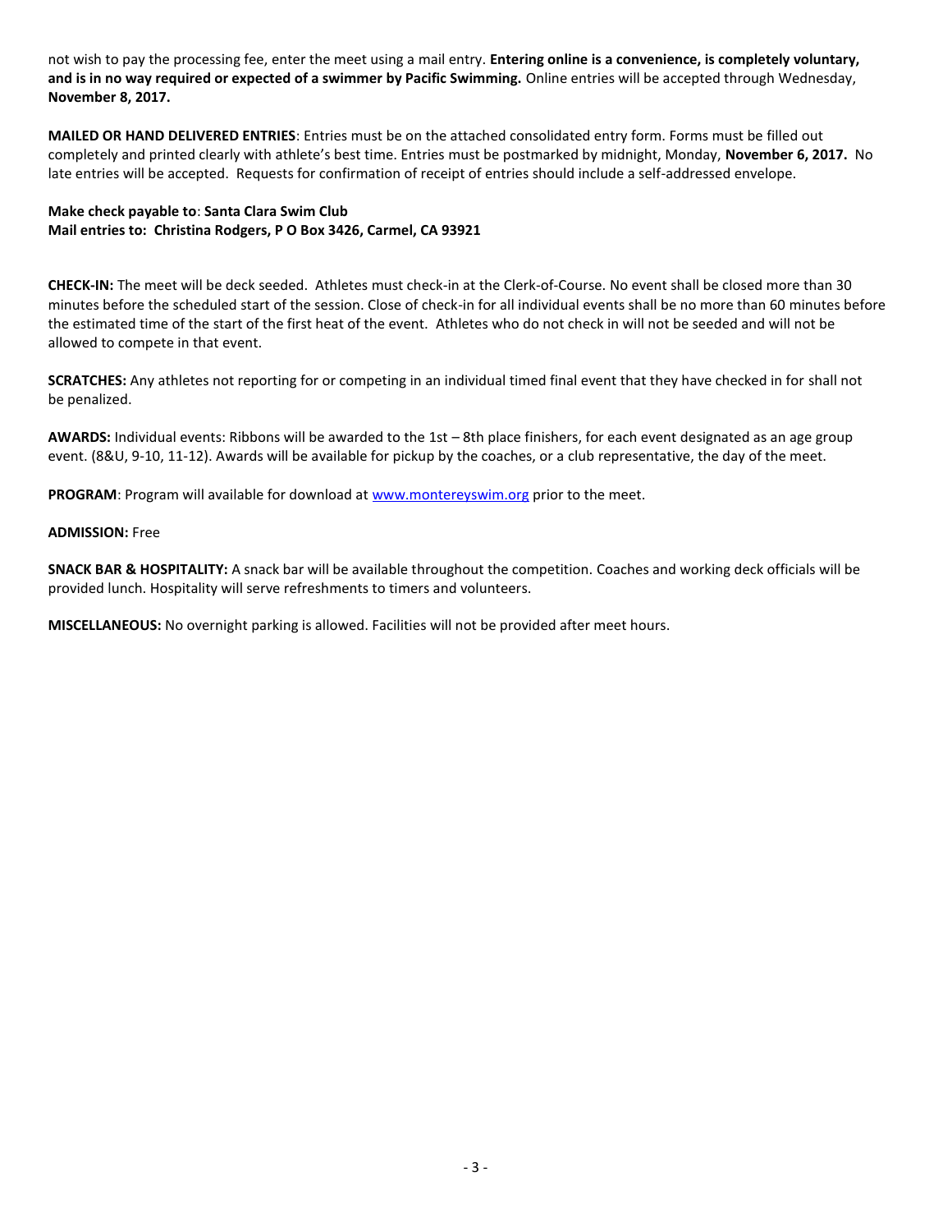not wish to pay the processing fee, enter the meet using a mail entry. **Entering online is a convenience, is completely voluntary, and is in no way required or expected of a swimmer by Pacific Swimming.** Online entries will be accepted through Wednesday, **November 8, 2017.**

**MAILED OR HAND DELIVERED ENTRIES**: Entries must be on the attached consolidated entry form. Forms must be filled out completely and printed clearly with athlete's best time. Entries must be postmarked by midnight, Monday, **November 6, 2017.** No late entries will be accepted. Requests for confirmation of receipt of entries should include a self-addressed envelope.

**Make check payable to**: **Santa Clara Swim Club**
**Mail entries to: Christina Rodgers, P O Box 3426, Carmel, CA 93921**

**CHECK-IN:** The meet will be deck seeded. Athletes must check-in at the Clerk-of-Course. No event shall be closed more than 30 minutes before the scheduled start of the session. Close of check-in for all individual events shall be no more than 60 minutes before the estimated time of the start of the first heat of the event. Athletes who do not check in will not be seeded and will not be allowed to compete in that event.

**SCRATCHES:** Any athletes not reporting for or competing in an individual timed final event that they have checked in for shall not be penalized.

**AWARDS:** Individual events: Ribbons will be awarded to the 1st – 8th place finishers, for each event designated as an age group event. (8&U, 9-10, 11-12). Awards will be available for pickup by the coaches, or a club representative, the day of the meet.

**PROGRAM**: Program will available for download at [www.montereyswim.org](http://www.montereyswim.org) prior to the meet.

**ADMISSION:** Free

**SNACK BAR & HOSPITALITY:** A snack bar will be available throughout the competition. Coaches and working deck officials will be provided lunch. Hospitality will serve refreshments to timers and volunteers.

**MISCELLANEOUS:** No overnight parking is allowed. Facilities will not be provided after meet hours.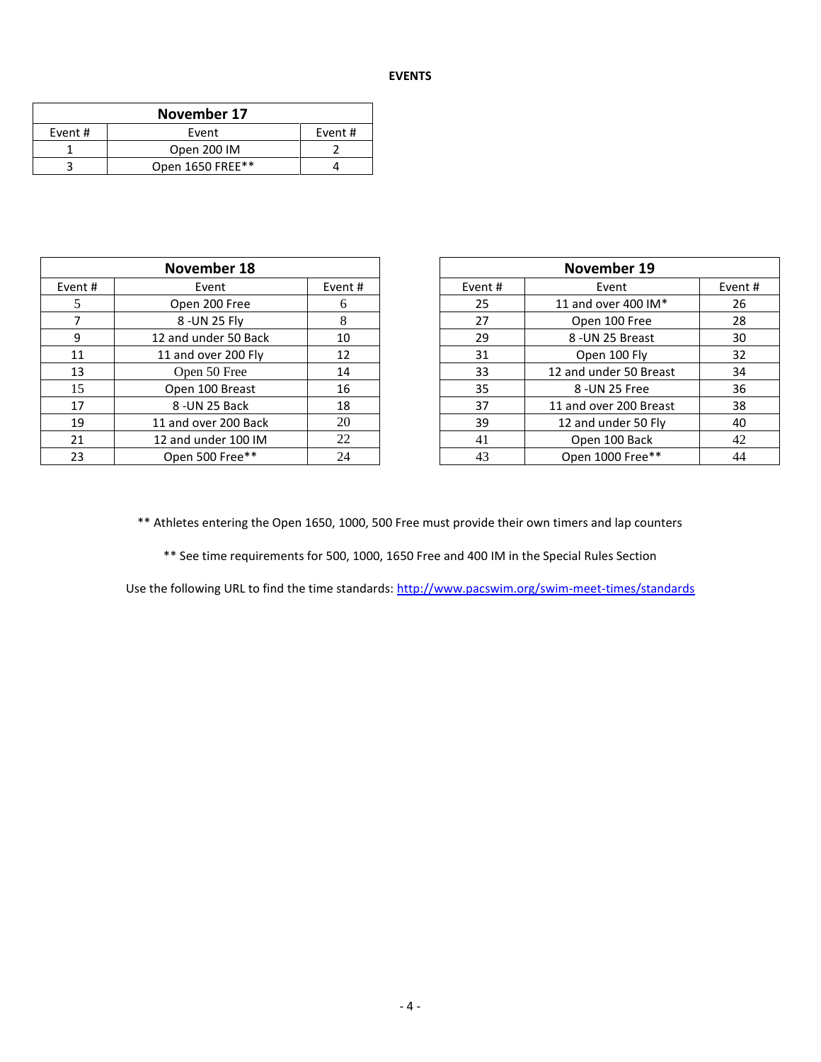**EVENTS**

| November 17 | | |
|---|---|---|
| Event # | Event | Event # |
| 1 | Open 200 IM | 2 |
| 3 | Open 1650 FREE** | 4 |

| November 18 | | |
|---|---|---|
| Event # | Event | Event # |
| 5 | Open 200 Free | 6 |
| 7 | 8 -UN 25 Fly | 8 |
| 9 | 12 and under 50 Back | 10 |
| 11 | 11 and over 200 Fly | 12 |
| 13 | Open 50 Free | 14 |
| 15 | Open 100 Breast | 16 |
| 17 | 8 -UN 25 Back | 18 |
| 19 | 11 and over 200 Back | 20 |
| 21 | 12 and under 100 IM | 22 |
| 23 | Open 500 Free** | 24 |

| November 19 | | |
|---|---|---|
| Event # | Event | Event # |
| 25 | 11 and over 400 IM* | 26 |
| 27 | Open 100 Free | 28 |
| 29 | 8 -UN 25 Breast | 30 |
| 31 | Open 100 Fly | 32 |
| 33 | 12 and under 50 Breast | 34 |
| 35 | 8 -UN 25 Free | 36 |
| 37 | 11 and over 200 Breast | 38 |
| 39 | 12 and under 50 Fly | 40 |
| 41 | Open 100 Back | 42 |
| 43 | Open 1000 Free** | 44 |

** Athletes entering the Open 1650, 1000, 500 Free must provide their own timers and lap counters

** See time requirements for 500, 1000, 1650 Free and 400 IM in the Special Rules Section

Use the following URL to find the time standards: http://www.pacswim.org/swim-meet-times/standards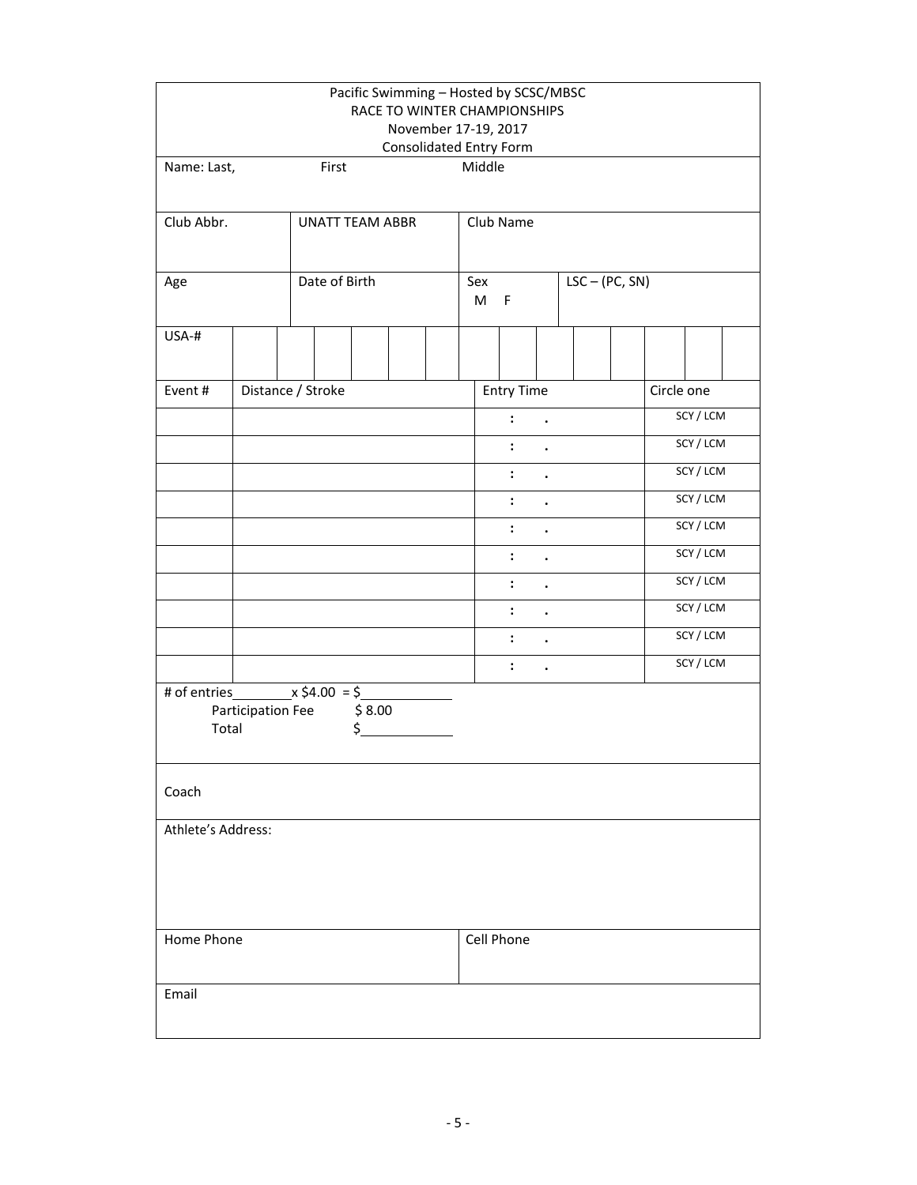Pacific Swimming – Hosted by SCSC/MBSC
RACE TO WINTER CHAMPIONSHIPS
November 17-19, 2017
Consolidated Entry Form

| | | | |
|---|---|---|---|
| Name: Last, | First | Middle | |
| Club Abbr. | UNATT TEAM ABBR | Club Name | |
| Age | Date of Birth | Sex<br>M F | LSC – (PC, SN) |

| USA-# | | | | | | | | | | | | | | |
|---|---|---|---|---|---|---|---|---|---|---|---|---|---|---|
| | | | | | | | | | | | | | | |

| Event # | Distance / Stroke | Entry Time | Circle one |
|---|---|---|---|
| | | : . | SCY / LCM |
| | | : . | SCY / LCM |
| | | : . | SCY / LCM |
| | | : . | SCY / LCM |
| | | : . | SCY / LCM |
| | | : . | SCY / LCM |
| | | : . | SCY / LCM |
| | | : . | SCY / LCM |
| | | : . | SCY / LCM |
| | | : . | SCY / LCM |

# of entries________ x $4.00 = $____________

Participation Fee $ 8.00

Total $____________

Coach

Athlete's Address:

| | |
|---|---|
| Home Phone | Cell Phone |

Email